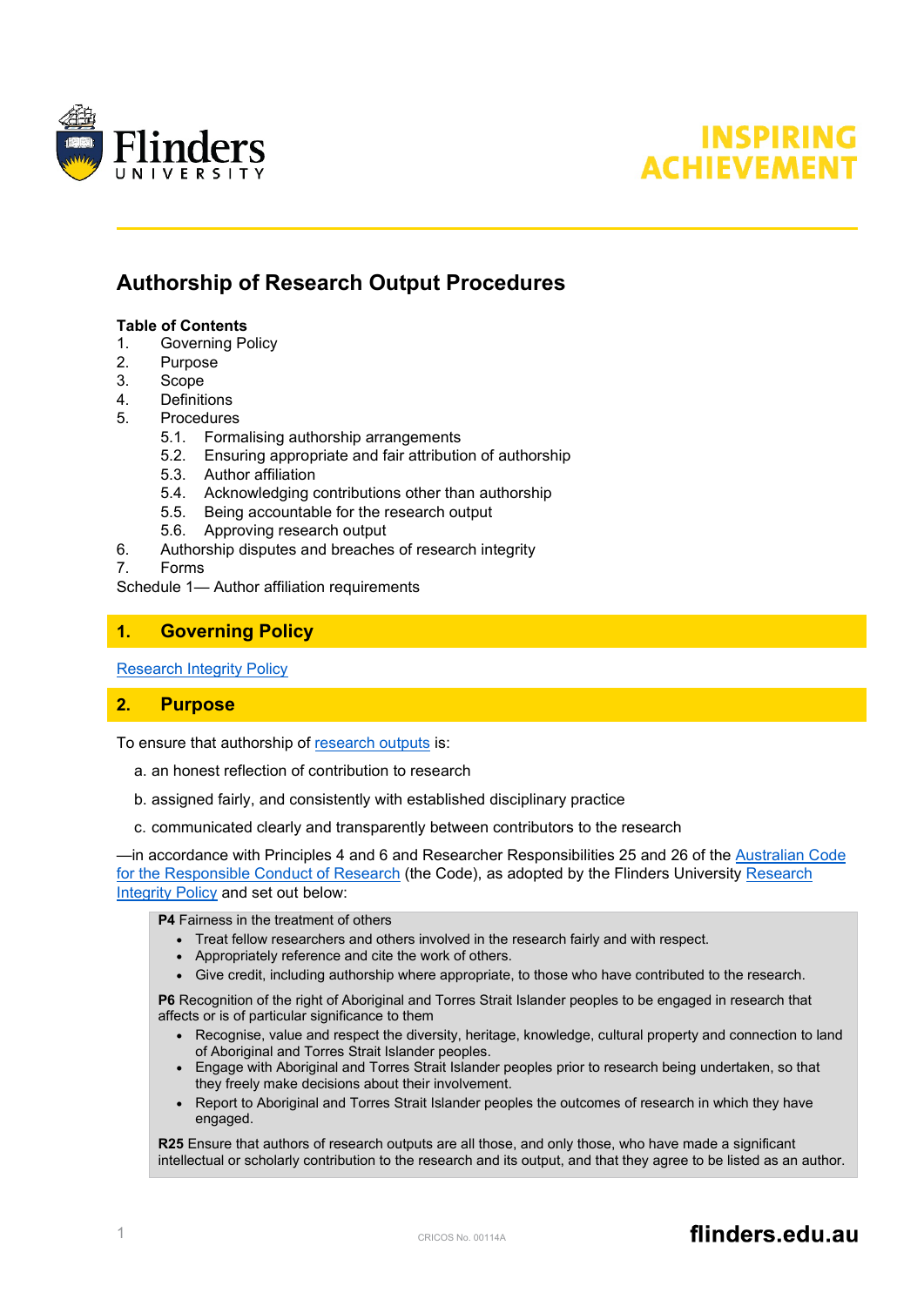# Authorship of Research Output Procedures

**Table of Contents**

1. Governing Policy
2. Purpose
3. Scope
4. Definitions
5. Procedures
   - 5.1. Formalising authorship arrangements
   - 5.2. Ensuring appropriate and fair attribution of authorship
   - 5.3. Author affiliation
   - 5.4. Acknowledging contributions other than authorship
   - 5.5. Being accountable for the research output
   - 5.6. Approving research output
6. Authorship disputes and breaches of research integrity
7. Forms

Schedule 1— Author affiliation requirements

## 1. Governing Policy

[Research Integrity Policy](#)

## 2. Purpose

To ensure that authorship of research outputs is:

a. an honest reflection of contribution to research

b. assigned fairly, and consistently with established disciplinary practice

c. communicated clearly and transparently between contributors to the research

—in accordance with Principles 4 and 6 and Researcher Responsibilities 25 and 26 of the Australian Code for the Responsible Conduct of Research (the Code), as adopted by the Flinders University Research Integrity Policy and set out below:

> **P4** Fairness in the treatment of others
> - Treat fellow researchers and others involved in the research fairly and with respect.
> - Appropriately reference and cite the work of others.
> - Give credit, including authorship where appropriate, to those who have contributed to the research.
>
> **P6** Recognition of the right of Aboriginal and Torres Strait Islander peoples to be engaged in research that affects or is of particular significance to them
> - Recognise, value and respect the diversity, heritage, knowledge, cultural property and connection to land of Aboriginal and Torres Strait Islander peoples.
> - Engage with Aboriginal and Torres Strait Islander peoples prior to research being undertaken, so that they freely make decisions about their involvement.
> - Report to Aboriginal and Torres Strait Islander peoples the outcomes of research in which they have engaged.
>
> **R25** Ensure that authors of research outputs are all those, and only those, who have made a significant intellectual or scholarly contribution to the research and its output, and that they agree to be listed as an author.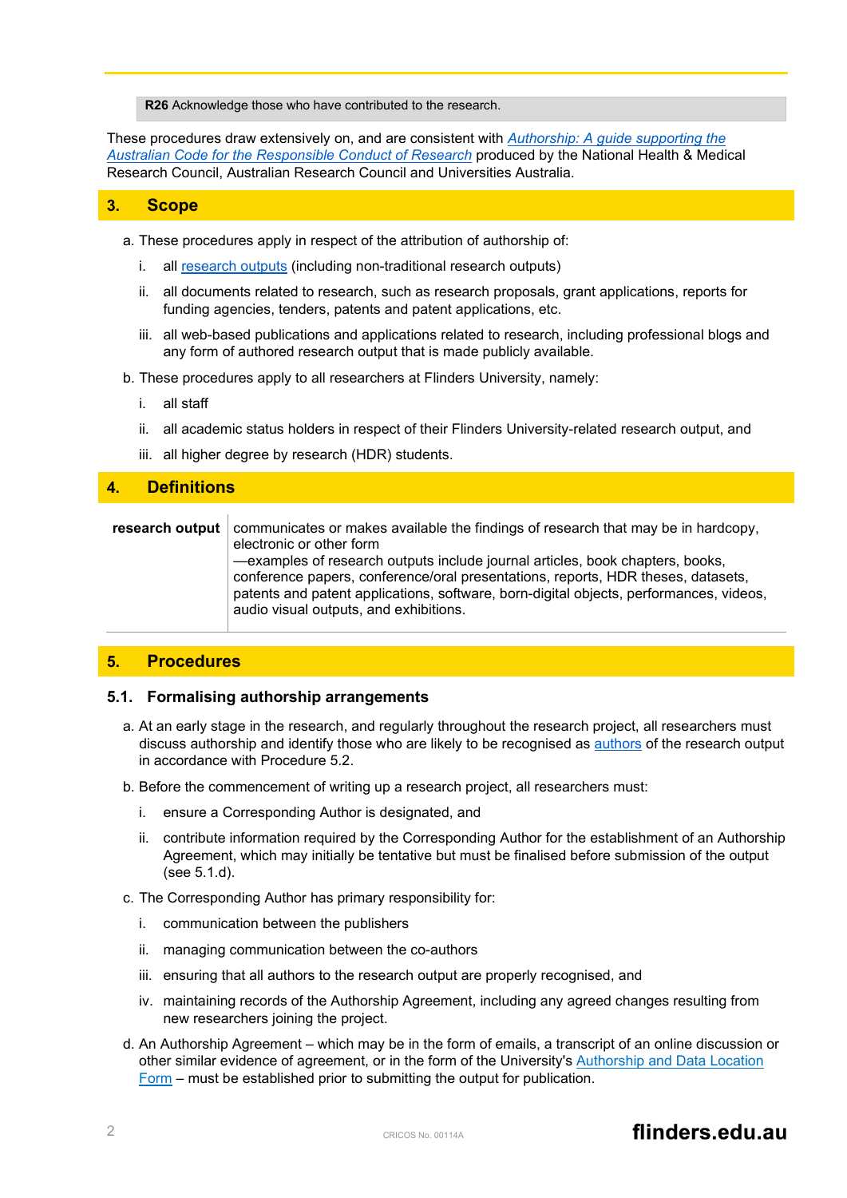> **R26** Acknowledge those who have contributed to the research.

These procedures draw extensively on, and are consistent with *Authorship: A guide supporting the Australian Code for the Responsible Conduct of Research* produced by the National Health & Medical Research Council, Australian Research Council and Universities Australia.

## 3. Scope

a. These procedures apply in respect of the attribution of authorship of:

   i. all research outputs (including non-traditional research outputs)

   ii. all documents related to research, such as research proposals, grant applications, reports for funding agencies, tenders, patents and patent applications, etc.

   iii. all web-based publications and applications related to research, including professional blogs and any form of authored research output that is made publicly available.

b. These procedures apply to all researchers at Flinders University, namely:

   i. all staff

   ii. all academic status holders in respect of their Flinders University-related research output, and

   iii. all higher degree by research (HDR) students.

## 4. Definitions

| | |
|---|---|
| **research output** | communicates or makes available the findings of research that may be in hardcopy, electronic or other form<br>—examples of research outputs include journal articles, book chapters, books, conference papers, conference/oral presentations, reports, HDR theses, datasets, patents and patent applications, software, born-digital objects, performances, videos, audio visual outputs, and exhibitions. |

## 5. Procedures

### 5.1. Formalising authorship arrangements

a. At an early stage in the research, and regularly throughout the research project, all researchers must discuss authorship and identify those who are likely to be recognised as authors of the research output in accordance with Procedure 5.2.

b. Before the commencement of writing up a research project, all researchers must:

   i. ensure a Corresponding Author is designated, and

   ii. contribute information required by the Corresponding Author for the establishment of an Authorship Agreement, which may initially be tentative but must be finalised before submission of the output (see 5.1.d).

c. The Corresponding Author has primary responsibility for:

   i. communication between the publishers

   ii. managing communication between the co-authors

   iii. ensuring that all authors to the research output are properly recognised, and

   iv. maintaining records of the Authorship Agreement, including any agreed changes resulting from new researchers joining the project.

d. An Authorship Agreement – which may be in the form of emails, a transcript of an online discussion or other similar evidence of agreement, or in the form of the University's Authorship and Data Location Form – must be established prior to submitting the output for publication.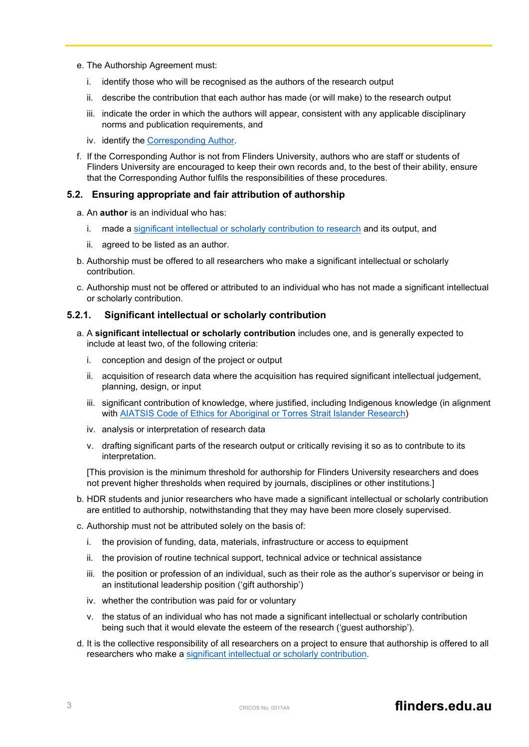e. The Authorship Agreement must:

   i. identify those who will be recognised as the authors of the research output

   ii. describe the contribution that each author has made (or will make) to the research output

   iii. indicate the order in which the authors will appear, consistent with any applicable disciplinary norms and publication requirements, and

   iv. identify the Corresponding Author.

f. If the Corresponding Author is not from Flinders University, authors who are staff or students of Flinders University are encouraged to keep their own records and, to the best of their ability, ensure that the Corresponding Author fulfils the responsibilities of these procedures.

### 5.2. Ensuring appropriate and fair attribution of authorship

a. An **author** is an individual who has:

   i. made a significant intellectual or scholarly contribution to research and its output, and

   ii. agreed to be listed as an author.

b. Authorship must be offered to all researchers who make a significant intellectual or scholarly contribution.

c. Authorship must not be offered or attributed to an individual who has not made a significant intellectual or scholarly contribution.

#### 5.2.1. Significant intellectual or scholarly contribution

a. A **significant intellectual or scholarly contribution** includes one, and is generally expected to include at least two, of the following criteria:

   i. conception and design of the project or output

   ii. acquisition of research data where the acquisition has required significant intellectual judgement, planning, design, or input

   iii. significant contribution of knowledge, where justified, including Indigenous knowledge (in alignment with AIATSIS Code of Ethics for Aboriginal or Torres Strait Islander Research)

   iv. analysis or interpretation of research data

   v. drafting significant parts of the research output or critically revising it so as to contribute to its interpretation.

   [This provision is the minimum threshold for authorship for Flinders University researchers and does not prevent higher thresholds when required by journals, disciplines or other institutions.]

b. HDR students and junior researchers who have made a significant intellectual or scholarly contribution are entitled to authorship, notwithstanding that they may have been more closely supervised.

c. Authorship must not be attributed solely on the basis of:

   i. the provision of funding, data, materials, infrastructure or access to equipment

   ii. the provision of routine technical support, technical advice or technical assistance

   iii. the position or profession of an individual, such as their role as the author's supervisor or being in an institutional leadership position ('gift authorship')

   iv. whether the contribution was paid for or voluntary

   v. the status of an individual who has not made a significant intellectual or scholarly contribution being such that it would elevate the esteem of the research ('guest authorship').

d. It is the collective responsibility of all researchers on a project to ensure that authorship is offered to all researchers who make a significant intellectual or scholarly contribution.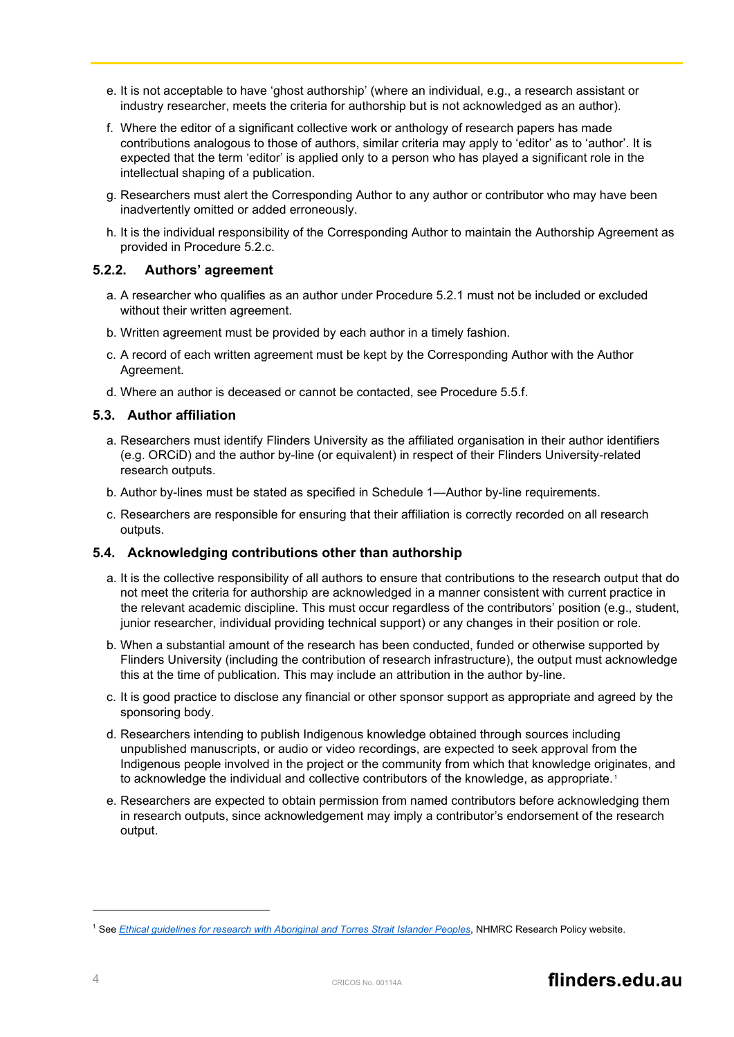e. It is not acceptable to have 'ghost authorship' (where an individual, e.g., a research assistant or industry researcher, meets the criteria for authorship but is not acknowledged as an author).

f. Where the editor of a significant collective work or anthology of research papers has made contributions analogous to those of authors, similar criteria may apply to 'editor' as to 'author'. It is expected that the term 'editor' is applied only to a person who has played a significant role in the intellectual shaping of a publication.

g. Researchers must alert the Corresponding Author to any author or contributor who may have been inadvertently omitted or added erroneously.

h. It is the individual responsibility of the Corresponding Author to maintain the Authorship Agreement as provided in Procedure 5.2.c.

### 5.2.2. Authors' agreement

a. A researcher who qualifies as an author under Procedure 5.2.1 must not be included or excluded without their written agreement.

b. Written agreement must be provided by each author in a timely fashion.

c. A record of each written agreement must be kept by the Corresponding Author with the Author Agreement.

d. Where an author is deceased or cannot be contacted, see Procedure 5.5.f.

## 5.3. Author affiliation

a. Researchers must identify Flinders University as the affiliated organisation in their author identifiers (e.g. ORCiD) and the author by-line (or equivalent) in respect of their Flinders University-related research outputs.

b. Author by-lines must be stated as specified in Schedule 1—Author by-line requirements.

c. Researchers are responsible for ensuring that their affiliation is correctly recorded on all research outputs.

## 5.4. Acknowledging contributions other than authorship

a. It is the collective responsibility of all authors to ensure that contributions to the research output that do not meet the criteria for authorship are acknowledged in a manner consistent with current practice in the relevant academic discipline. This must occur regardless of the contributors' position (e.g., student, junior researcher, individual providing technical support) or any changes in their position or role.

b. When a substantial amount of the research has been conducted, funded or otherwise supported by Flinders University (including the contribution of research infrastructure), the output must acknowledge this at the time of publication. This may include an attribution in the author by-line.

c. It is good practice to disclose any financial or other sponsor support as appropriate and agreed by the sponsoring body.

d. Researchers intending to publish Indigenous knowledge obtained through sources including unpublished manuscripts, or audio or video recordings, are expected to seek approval from the Indigenous people involved in the project or the community from which that knowledge originates, and to acknowledge the individual and collective contributors of the knowledge, as appropriate.[1]

e. Researchers are expected to obtain permission from named contributors before acknowledging them in research outputs, since acknowledgement may imply a contributor's endorsement of the research output.

---

[1] See *Ethical guidelines for research with Aboriginal and Torres Strait Islander Peoples*, NHMRC Research Policy website.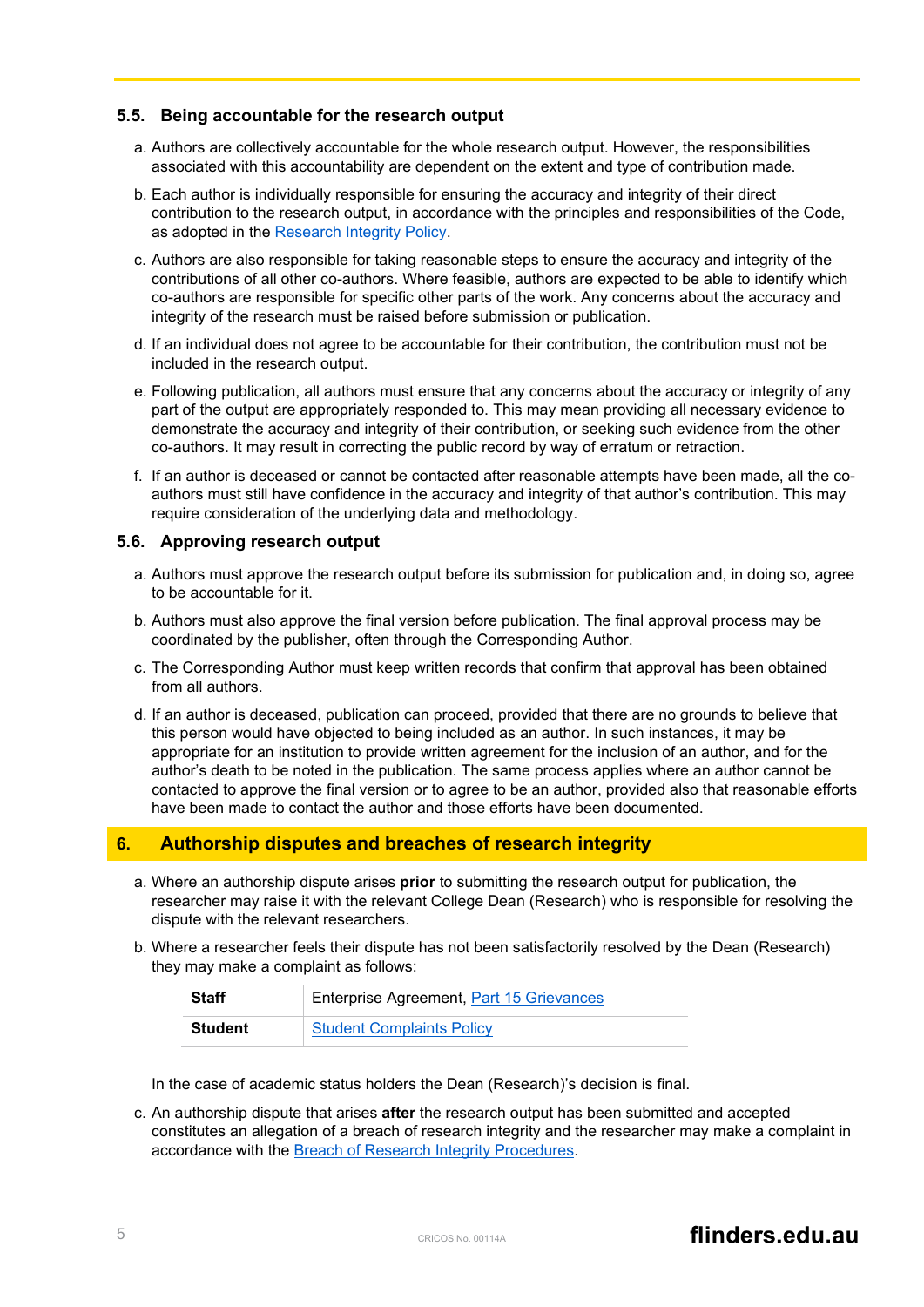### 5.5. Being accountable for the research output

a. Authors are collectively accountable for the whole research output. However, the responsibilities associated with this accountability are dependent on the extent and type of contribution made.

b. Each author is individually responsible for ensuring the accuracy and integrity of their direct contribution to the research output, in accordance with the principles and responsibilities of the Code, as adopted in the Research Integrity Policy.

c. Authors are also responsible for taking reasonable steps to ensure the accuracy and integrity of the contributions of all other co-authors. Where feasible, authors are expected to be able to identify which co-authors are responsible for specific other parts of the work. Any concerns about the accuracy and integrity of the research must be raised before submission or publication.

d. If an individual does not agree to be accountable for their contribution, the contribution must not be included in the research output.

e. Following publication, all authors must ensure that any concerns about the accuracy or integrity of any part of the output are appropriately responded to. This may mean providing all necessary evidence to demonstrate the accuracy and integrity of their contribution, or seeking such evidence from the other co-authors. It may result in correcting the public record by way of erratum or retraction.

f. If an author is deceased or cannot be contacted after reasonable attempts have been made, all the co-authors must still have confidence in the accuracy and integrity of that author's contribution. This may require consideration of the underlying data and methodology.

### 5.6. Approving research output

a. Authors must approve the research output before its submission for publication and, in doing so, agree to be accountable for it.

b. Authors must also approve the final version before publication. The final approval process may be coordinated by the publisher, often through the Corresponding Author.

c. The Corresponding Author must keep written records that confirm that approval has been obtained from all authors.

d. If an author is deceased, publication can proceed, provided that there are no grounds to believe that this person would have objected to being included as an author. In such instances, it may be appropriate for an institution to provide written agreement for the inclusion of an author, and for the author's death to be noted in the publication. The same process applies where an author cannot be contacted to approve the final version or to agree to be an author, provided also that reasonable efforts have been made to contact the author and those efforts have been documented.

## 6. Authorship disputes and breaches of research integrity

a. Where an authorship dispute arises **prior** to submitting the research output for publication, the researcher may raise it with the relevant College Dean (Research) who is responsible for resolving the dispute with the relevant researchers.

b. Where a researcher feels their dispute has not been satisfactorily resolved by the Dean (Research) they may make a complaint as follows:

| | |
|---|---|
| **Staff** | Enterprise Agreement, Part 15 Grievances |
| **Student** | Student Complaints Policy |

In the case of academic status holders the Dean (Research)'s decision is final.

c. An authorship dispute that arises **after** the research output has been submitted and accepted constitutes an allegation of a breach of research integrity and the researcher may make a complaint in accordance with the Breach of Research Integrity Procedures.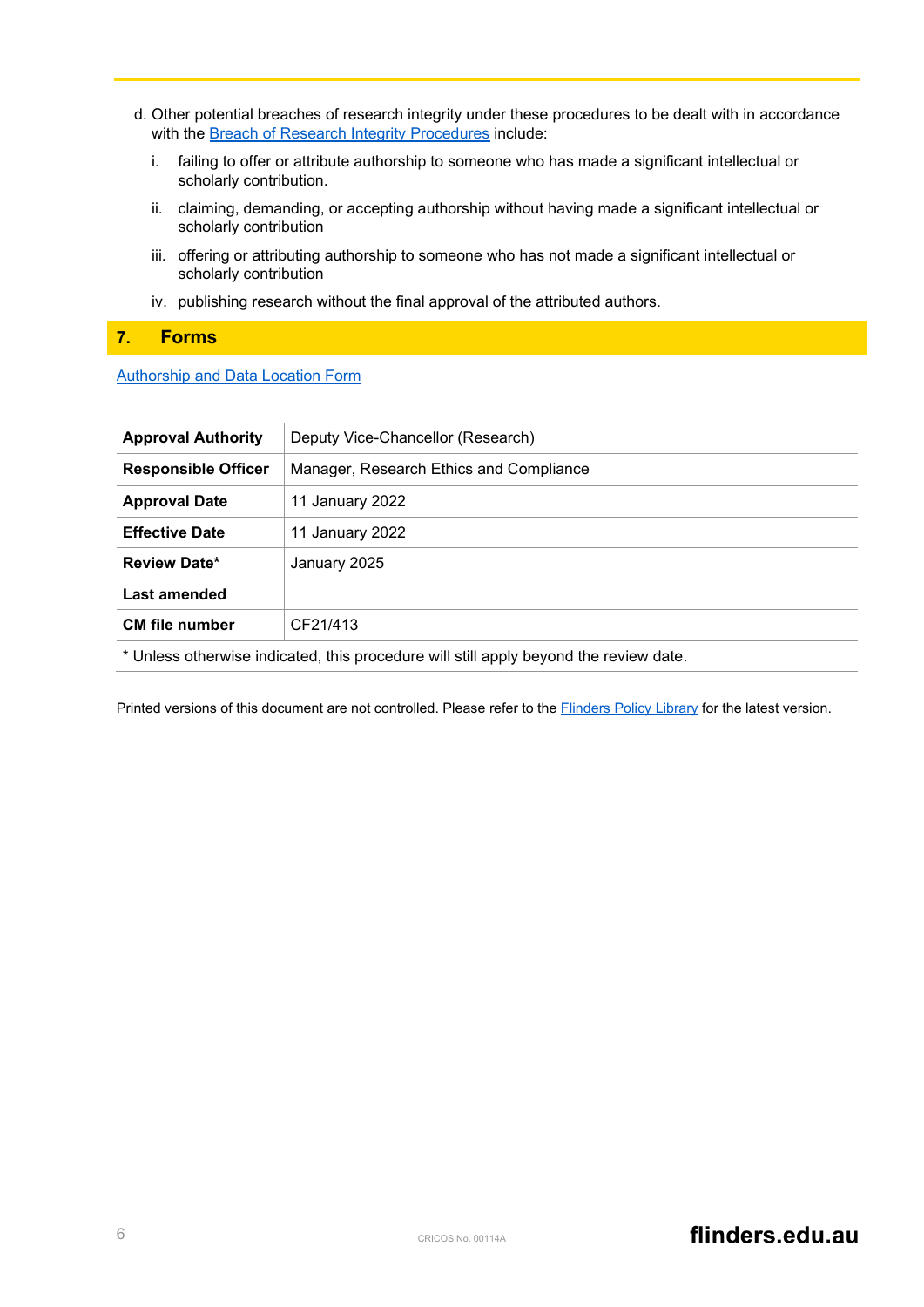d. Other potential breaches of research integrity under these procedures to be dealt with in accordance with the Breach of Research Integrity Procedures include:

   i. failing to offer or attribute authorship to someone who has made a significant intellectual or scholarly contribution.

   ii. claiming, demanding, or accepting authorship without having made a significant intellectual or scholarly contribution

   iii. offering or attributing authorship to someone who has not made a significant intellectual or scholarly contribution

   iv. publishing research without the final approval of the attributed authors.

## 7. Forms

Authorship and Data Location Form

| | |
|---|---|
| **Approval Authority** | Deputy Vice-Chancellor (Research) |
| **Responsible Officer** | Manager, Research Ethics and Compliance |
| **Approval Date** | 11 January 2022 |
| **Effective Date** | 11 January 2022 |
| **Review Date*** | January 2025 |
| **Last amended** | |
| **CM file number** | CF21/413 |

* Unless otherwise indicated, this procedure will still apply beyond the review date.

Printed versions of this document are not controlled. Please refer to the Flinders Policy Library for the latest version.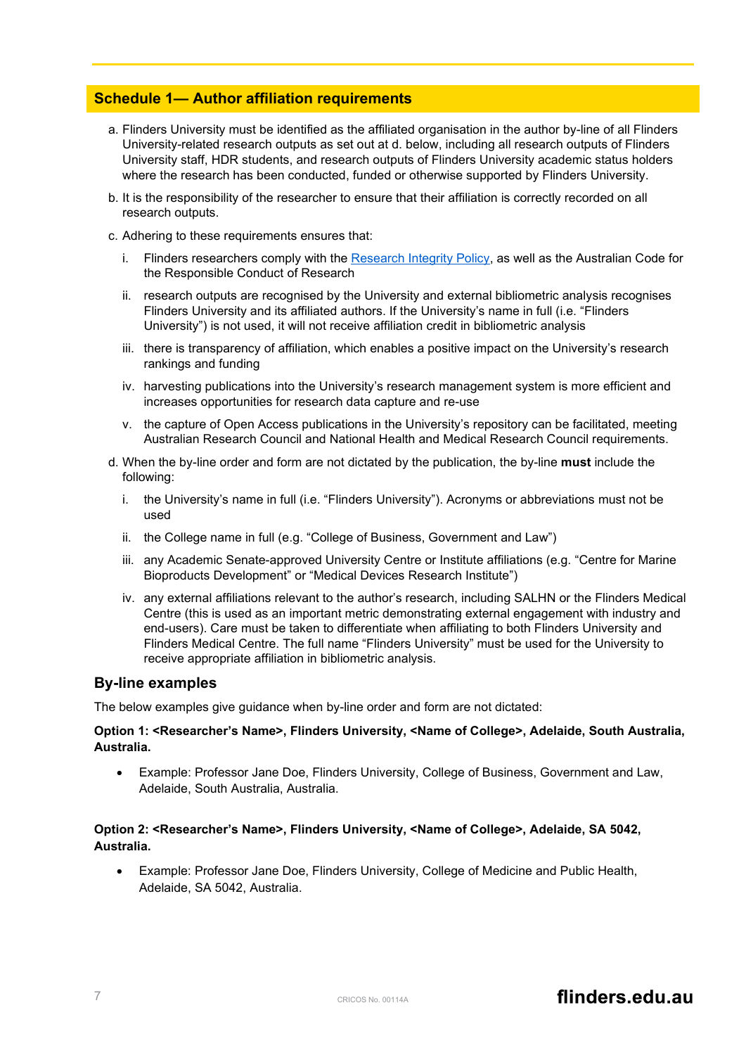## Schedule 1— Author affiliation requirements

a. Flinders University must be identified as the affiliated organisation in the author by-line of all Flinders University-related research outputs as set out at d. below, including all research outputs of Flinders University staff, HDR students, and research outputs of Flinders University academic status holders where the research has been conducted, funded or otherwise supported by Flinders University.

b. It is the responsibility of the researcher to ensure that their affiliation is correctly recorded on all research outputs.

c. Adhering to these requirements ensures that:

   i. Flinders researchers comply with the Research Integrity Policy, as well as the Australian Code for the Responsible Conduct of Research

   ii. research outputs are recognised by the University and external bibliometric analysis recognises Flinders University and its affiliated authors. If the University's name in full (i.e. "Flinders University") is not used, it will not receive affiliation credit in bibliometric analysis

   iii. there is transparency of affiliation, which enables a positive impact on the University's research rankings and funding

   iv. harvesting publications into the University's research management system is more efficient and increases opportunities for research data capture and re-use

   v. the capture of Open Access publications in the University's repository can be facilitated, meeting Australian Research Council and National Health and Medical Research Council requirements.

d. When the by-line order and form are not dictated by the publication, the by-line **must** include the following:

   i. the University's name in full (i.e. "Flinders University"). Acronyms or abbreviations must not be used

   ii. the College name in full (e.g. "College of Business, Government and Law")

   iii. any Academic Senate-approved University Centre or Institute affiliations (e.g. "Centre for Marine Bioproducts Development" or "Medical Devices Research Institute")

   iv. any external affiliations relevant to the author's research, including SALHN or the Flinders Medical Centre (this is used as an important metric demonstrating external engagement with industry and end-users). Care must be taken to differentiate when affiliating to both Flinders University and Flinders Medical Centre. The full name "Flinders University" must be used for the University to receive appropriate affiliation in bibliometric analysis.

### By-line examples

The below examples give guidance when by-line order and form are not dictated:

**Option 1: <Researcher's Name>, Flinders University, <Name of College>, Adelaide, South Australia, Australia.**

- Example: Professor Jane Doe, Flinders University, College of Business, Government and Law, Adelaide, South Australia, Australia.

**Option 2: <Researcher's Name>, Flinders University, <Name of College>, Adelaide, SA 5042, Australia.**

- Example: Professor Jane Doe, Flinders University, College of Medicine and Public Health, Adelaide, SA 5042, Australia.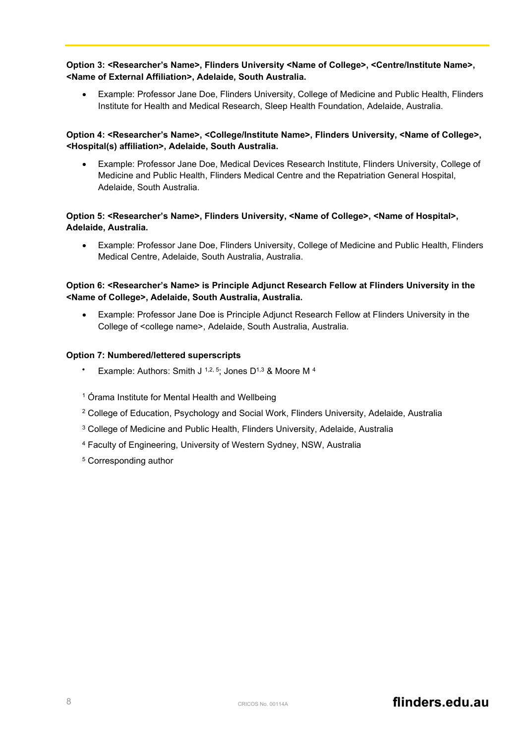**Option 3: <Researcher's Name>, Flinders University <Name of College>, <Centre/Institute Name>, <Name of External Affiliation>, Adelaide, South Australia.**

- Example: Professor Jane Doe, Flinders University, College of Medicine and Public Health, Flinders Institute for Health and Medical Research, Sleep Health Foundation, Adelaide, Australia.

**Option 4: <Researcher's Name>, <College/Institute Name>, Flinders University, <Name of College>, <Hospital(s) affiliation>, Adelaide, South Australia.**

- Example: Professor Jane Doe, Medical Devices Research Institute, Flinders University, College of Medicine and Public Health, Flinders Medical Centre and the Repatriation General Hospital, Adelaide, South Australia.

**Option 5: <Researcher's Name>, Flinders University, <Name of College>, <Name of Hospital>, Adelaide, Australia.**

- Example: Professor Jane Doe, Flinders University, College of Medicine and Public Health, Flinders Medical Centre, Adelaide, South Australia, Australia.

**Option 6: <Researcher's Name> is Principle Adjunct Research Fellow at Flinders University in the <Name of College>, Adelaide, South Australia, Australia.**

- Example: Professor Jane Doe is Principle Adjunct Research Fellow at Flinders University in the College of <college name>, Adelaide, South Australia, Australia.

**Option 7: Numbered/lettered superscripts**

- Example: Authors: Smith J [1,2,5]; Jones D[1,3] & Moore M [4]

[1] Órama Institute for Mental Health and Wellbeing

[2] College of Education, Psychology and Social Work, Flinders University, Adelaide, Australia

[3] College of Medicine and Public Health, Flinders University, Adelaide, Australia

[4] Faculty of Engineering, University of Western Sydney, NSW, Australia

[5] Corresponding author